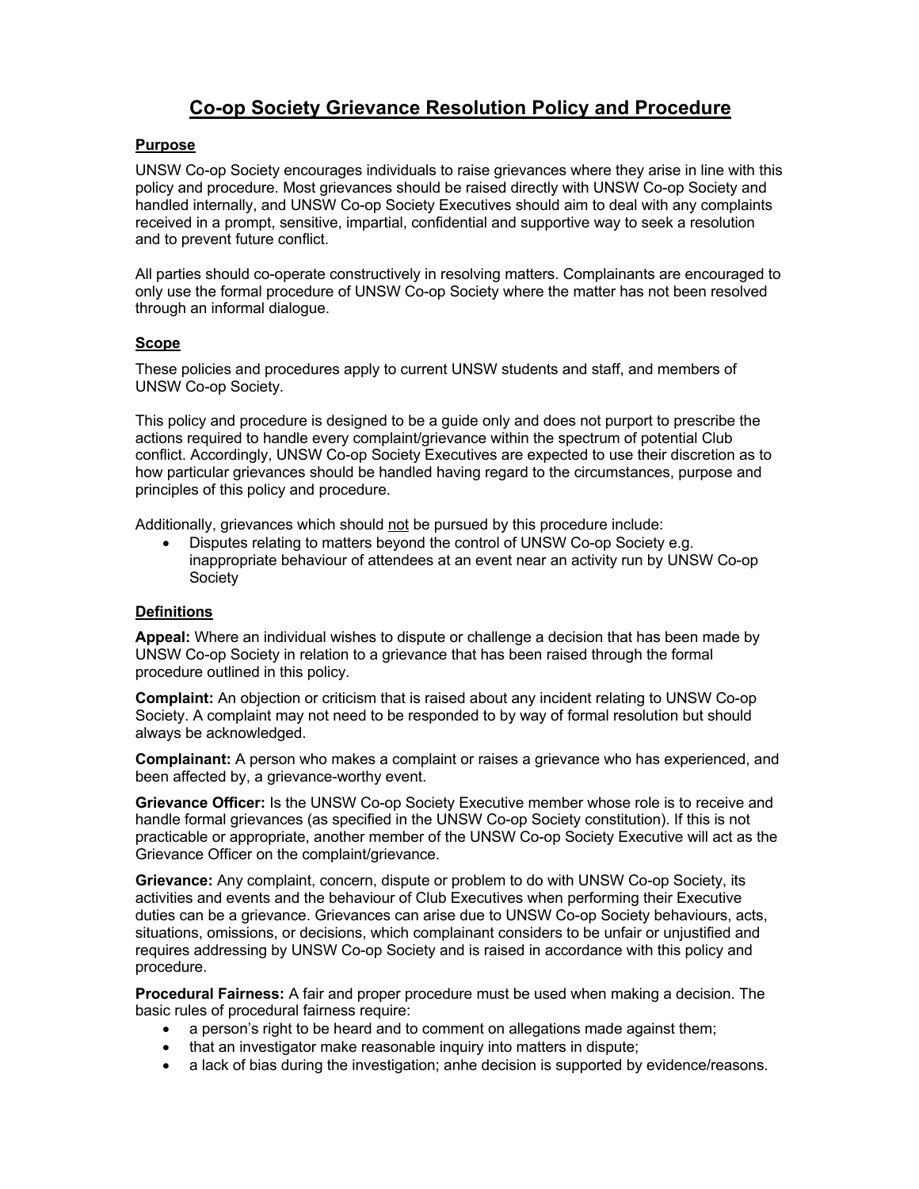# Co-op Society Grievance Resolution Policy and Procedure

## Purpose

UNSW Co-op Society encourages individuals to raise grievances where they arise in line with this policy and procedure. Most grievances should be raised directly with UNSW Co-op Society and handled internally, and UNSW Co-op Society Executives should aim to deal with any complaints received in a prompt, sensitive, impartial, confidential and supportive way to seek a resolution and to prevent future conflict.

All parties should co-operate constructively in resolving matters. Complainants are encouraged to only use the formal procedure of UNSW Co-op Society where the matter has not been resolved through an informal dialogue.

## Scope

These policies and procedures apply to current UNSW students and staff, and members of UNSW Co-op Society.

This policy and procedure is designed to be a guide only and does not purport to prescribe the actions required to handle every complaint/grievance within the spectrum of potential Club conflict. Accordingly, UNSW Co-op Society Executives are expected to use their discretion as to how particular grievances should be handled having regard to the circumstances, purpose and principles of this policy and procedure.

Additionally, grievances which should not be pursued by this procedure include:

- Disputes relating to matters beyond the control of UNSW Co-op Society e.g. inappropriate behaviour of attendees at an event near an activity run by UNSW Co-op Society

## Definitions

**Appeal:** Where an individual wishes to dispute or challenge a decision that has been made by UNSW Co-op Society in relation to a grievance that has been raised through the formal procedure outlined in this policy.

**Complaint:** An objection or criticism that is raised about any incident relating to UNSW Co-op Society. A complaint may not need to be responded to by way of formal resolution but should always be acknowledged.

**Complainant:** A person who makes a complaint or raises a grievance who has experienced, and been affected by, a grievance-worthy event.

**Grievance Officer:** Is the UNSW Co-op Society Executive member whose role is to receive and handle formal grievances (as specified in the UNSW Co-op Society constitution). If this is not practicable or appropriate, another member of the UNSW Co-op Society Executive will act as the Grievance Officer on the complaint/grievance.

**Grievance:** Any complaint, concern, dispute or problem to do with UNSW Co-op Society, its activities and events and the behaviour of Club Executives when performing their Executive duties can be a grievance. Grievances can arise due to UNSW Co-op Society behaviours, acts, situations, omissions, or decisions, which complainant considers to be unfair or unjustified and requires addressing by UNSW Co-op Society and is raised in accordance with this policy and procedure.

**Procedural Fairness:** A fair and proper procedure must be used when making a decision. The basic rules of procedural fairness require:

- a person's right to be heard and to comment on allegations made against them;
- that an investigator make reasonable inquiry into matters in dispute;
- a lack of bias during the investigation; anhe decision is supported by evidence/reasons.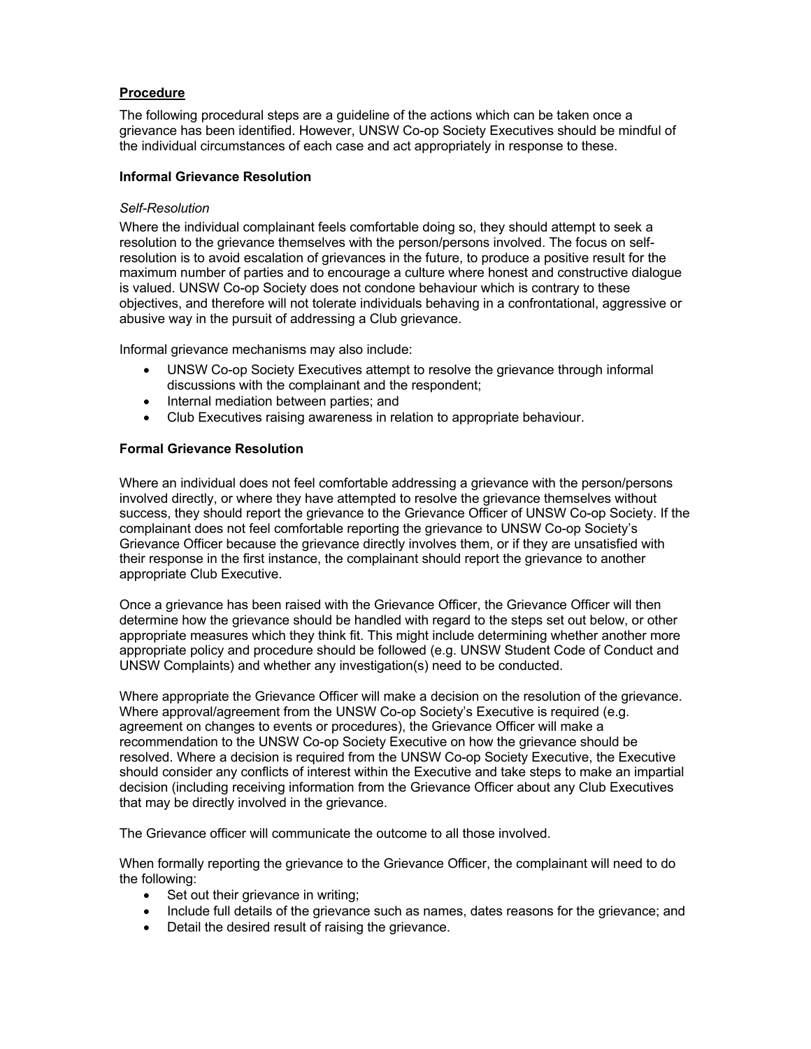## Procedure

The following procedural steps are a guideline of the actions which can be taken once a grievance has been identified. However, UNSW Co-op Society Executives should be mindful of the individual circumstances of each case and act appropriately in response to these.

### Informal Grievance Resolution

*Self-Resolution*

Where the individual complainant feels comfortable doing so, they should attempt to seek a resolution to the grievance themselves with the person/persons involved. The focus on self-resolution is to avoid escalation of grievances in the future, to produce a positive result for the maximum number of parties and to encourage a culture where honest and constructive dialogue is valued. UNSW Co-op Society does not condone behaviour which is contrary to these objectives, and therefore will not tolerate individuals behaving in a confrontational, aggressive or abusive way in the pursuit of addressing a Club grievance.

Informal grievance mechanisms may also include:

- UNSW Co-op Society Executives attempt to resolve the grievance through informal discussions with the complainant and the respondent;
- Internal mediation between parties; and
- Club Executives raising awareness in relation to appropriate behaviour.

### Formal Grievance Resolution

Where an individual does not feel comfortable addressing a grievance with the person/persons involved directly, or where they have attempted to resolve the grievance themselves without success, they should report the grievance to the Grievance Officer of UNSW Co-op Society. If the complainant does not feel comfortable reporting the grievance to UNSW Co-op Society's Grievance Officer because the grievance directly involves them, or if they are unsatisfied with their response in the first instance, the complainant should report the grievance to another appropriate Club Executive.

Once a grievance has been raised with the Grievance Officer, the Grievance Officer will then determine how the grievance should be handled with regard to the steps set out below, or other appropriate measures which they think fit. This might include determining whether another more appropriate policy and procedure should be followed (e.g. UNSW Student Code of Conduct and UNSW Complaints) and whether any investigation(s) need to be conducted.

Where appropriate the Grievance Officer will make a decision on the resolution of the grievance. Where approval/agreement from the UNSW Co-op Society's Executive is required (e.g. agreement on changes to events or procedures), the Grievance Officer will make a recommendation to the UNSW Co-op Society Executive on how the grievance should be resolved. Where a decision is required from the UNSW Co-op Society Executive, the Executive should consider any conflicts of interest within the Executive and take steps to make an impartial decision (including receiving information from the Grievance Officer about any Club Executives that may be directly involved in the grievance.

The Grievance officer will communicate the outcome to all those involved.

When formally reporting the grievance to the Grievance Officer, the complainant will need to do the following:

- Set out their grievance in writing;
- Include full details of the grievance such as names, dates reasons for the grievance; and
- Detail the desired result of raising the grievance.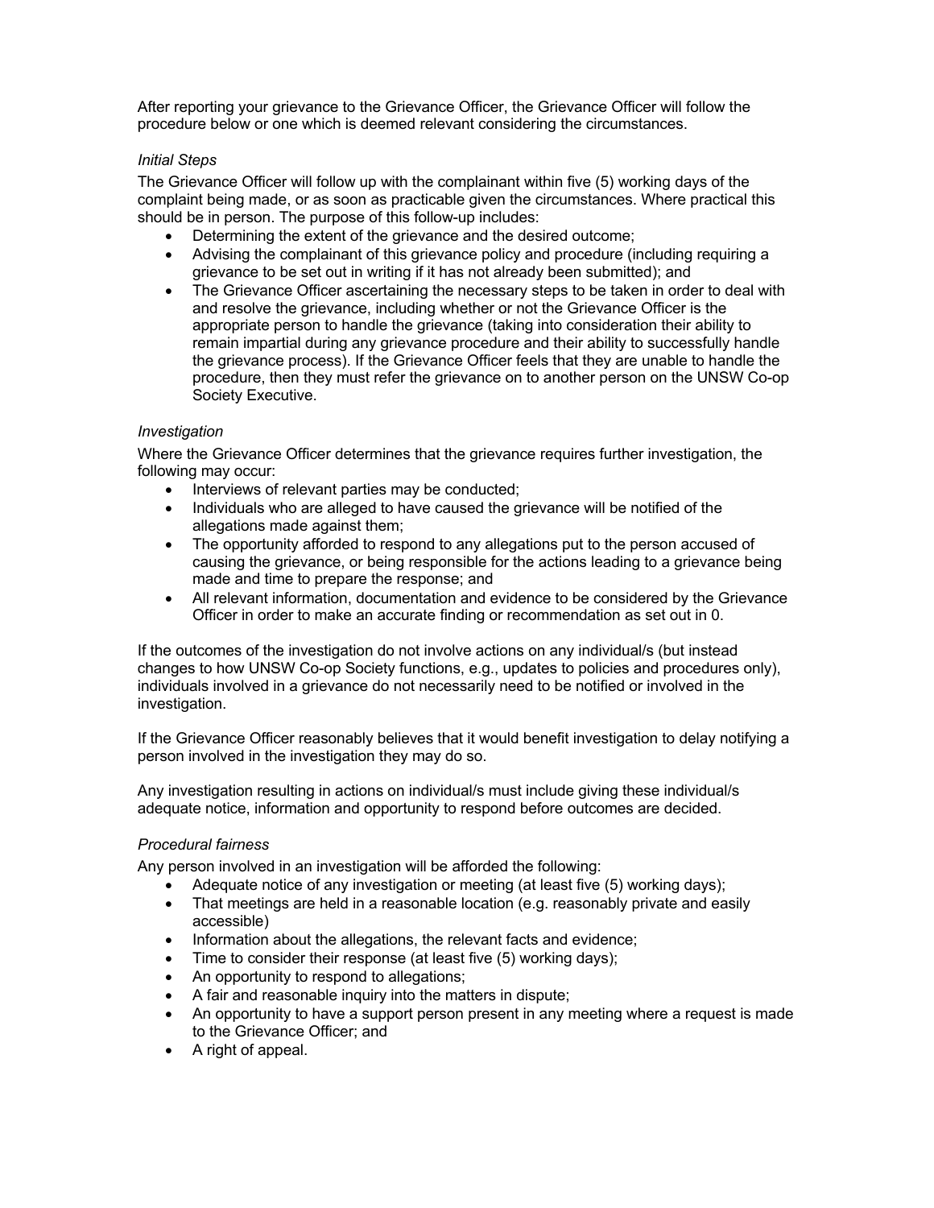After reporting your grievance to the Grievance Officer, the Grievance Officer will follow the procedure below or one which is deemed relevant considering the circumstances.

*Initial Steps*

The Grievance Officer will follow up with the complainant within five (5) working days of the complaint being made, or as soon as practicable given the circumstances. Where practical this should be in person. The purpose of this follow-up includes:

- Determining the extent of the grievance and the desired outcome;
- Advising the complainant of this grievance policy and procedure (including requiring a grievance to be set out in writing if it has not already been submitted); and
- The Grievance Officer ascertaining the necessary steps to be taken in order to deal with and resolve the grievance, including whether or not the Grievance Officer is the appropriate person to handle the grievance (taking into consideration their ability to remain impartial during any grievance procedure and their ability to successfully handle the grievance process). If the Grievance Officer feels that they are unable to handle the procedure, then they must refer the grievance on to another person on the UNSW Co-op Society Executive.

*Investigation*

Where the Grievance Officer determines that the grievance requires further investigation, the following may occur:

- Interviews of relevant parties may be conducted;
- Individuals who are alleged to have caused the grievance will be notified of the allegations made against them;
- The opportunity afforded to respond to any allegations put to the person accused of causing the grievance, or being responsible for the actions leading to a grievance being made and time to prepare the response; and
- All relevant information, documentation and evidence to be considered by the Grievance Officer in order to make an accurate finding or recommendation as set out in 0.

If the outcomes of the investigation do not involve actions on any individual/s (but instead changes to how UNSW Co-op Society functions, e.g., updates to policies and procedures only), individuals involved in a grievance do not necessarily need to be notified or involved in the investigation.

If the Grievance Officer reasonably believes that it would benefit investigation to delay notifying a person involved in the investigation they may do so.

Any investigation resulting in actions on individual/s must include giving these individual/s adequate notice, information and opportunity to respond before outcomes are decided.

*Procedural fairness*

Any person involved in an investigation will be afforded the following:

- Adequate notice of any investigation or meeting (at least five (5) working days);
- That meetings are held in a reasonable location (e.g. reasonably private and easily accessible)
- Information about the allegations, the relevant facts and evidence;
- Time to consider their response (at least five (5) working days);
- An opportunity to respond to allegations;
- A fair and reasonable inquiry into the matters in dispute;
- An opportunity to have a support person present in any meeting where a request is made to the Grievance Officer; and
- A right of appeal.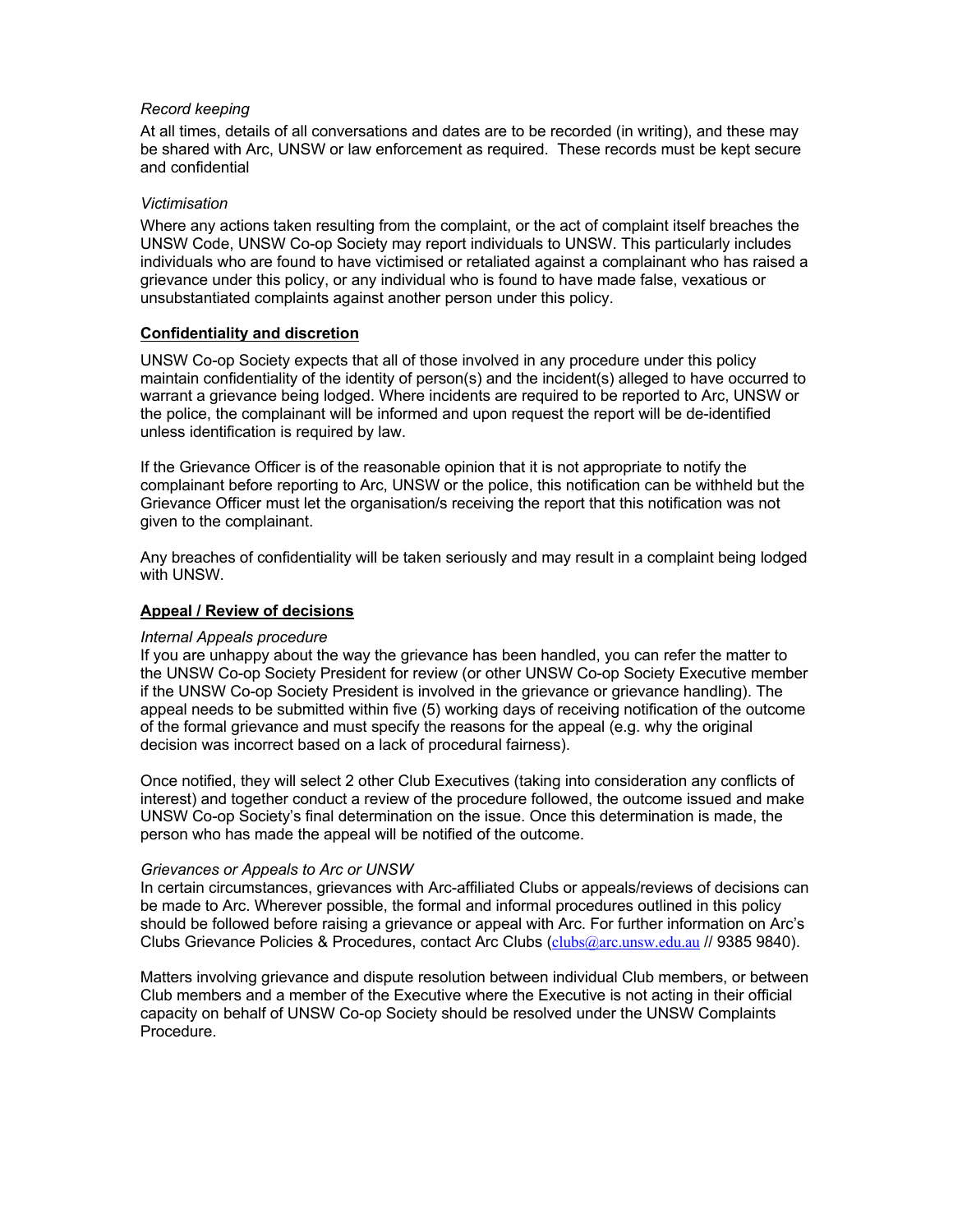*Record keeping*

At all times, details of all conversations and dates are to be recorded (in writing), and these may be shared with Arc, UNSW or law enforcement as required. These records must be kept secure and confidential

*Victimisation*

Where any actions taken resulting from the complaint, or the act of complaint itself breaches the UNSW Code, UNSW Co-op Society may report individuals to UNSW. This particularly includes individuals who are found to have victimised or retaliated against a complainant who has raised a grievance under this policy, or any individual who is found to have made false, vexatious or unsubstantiated complaints against another person under this policy.

**Confidentiality and discretion**

UNSW Co-op Society expects that all of those involved in any procedure under this policy maintain confidentiality of the identity of person(s) and the incident(s) alleged to have occurred to warrant a grievance being lodged. Where incidents are required to be reported to Arc, UNSW or the police, the complainant will be informed and upon request the report will be de-identified unless identification is required by law.

If the Grievance Officer is of the reasonable opinion that it is not appropriate to notify the complainant before reporting to Arc, UNSW or the police, this notification can be withheld but the Grievance Officer must let the organisation/s receiving the report that this notification was not given to the complainant.

Any breaches of confidentiality will be taken seriously and may result in a complaint being lodged with UNSW.

**Appeal / Review of decisions**

*Internal Appeals procedure*

If you are unhappy about the way the grievance has been handled, you can refer the matter to the UNSW Co-op Society President for review (or other UNSW Co-op Society Executive member if the UNSW Co-op Society President is involved in the grievance or grievance handling). The appeal needs to be submitted within five (5) working days of receiving notification of the outcome of the formal grievance and must specify the reasons for the appeal (e.g. why the original decision was incorrect based on a lack of procedural fairness).

Once notified, they will select 2 other Club Executives (taking into consideration any conflicts of interest) and together conduct a review of the procedure followed, the outcome issued and make UNSW Co-op Society's final determination on the issue. Once this determination is made, the person who has made the appeal will be notified of the outcome.

*Grievances or Appeals to Arc or UNSW*

In certain circumstances, grievances with Arc-affiliated Clubs or appeals/reviews of decisions can be made to Arc. Wherever possible, the formal and informal procedures outlined in this policy should be followed before raising a grievance or appeal with Arc. For further information on Arc's Clubs Grievance Policies & Procedures, contact Arc Clubs (clubs@arc.unsw.edu.au // 9385 9840).

Matters involving grievance and dispute resolution between individual Club members, or between Club members and a member of the Executive where the Executive is not acting in their official capacity on behalf of UNSW Co-op Society should be resolved under the UNSW Complaints Procedure.